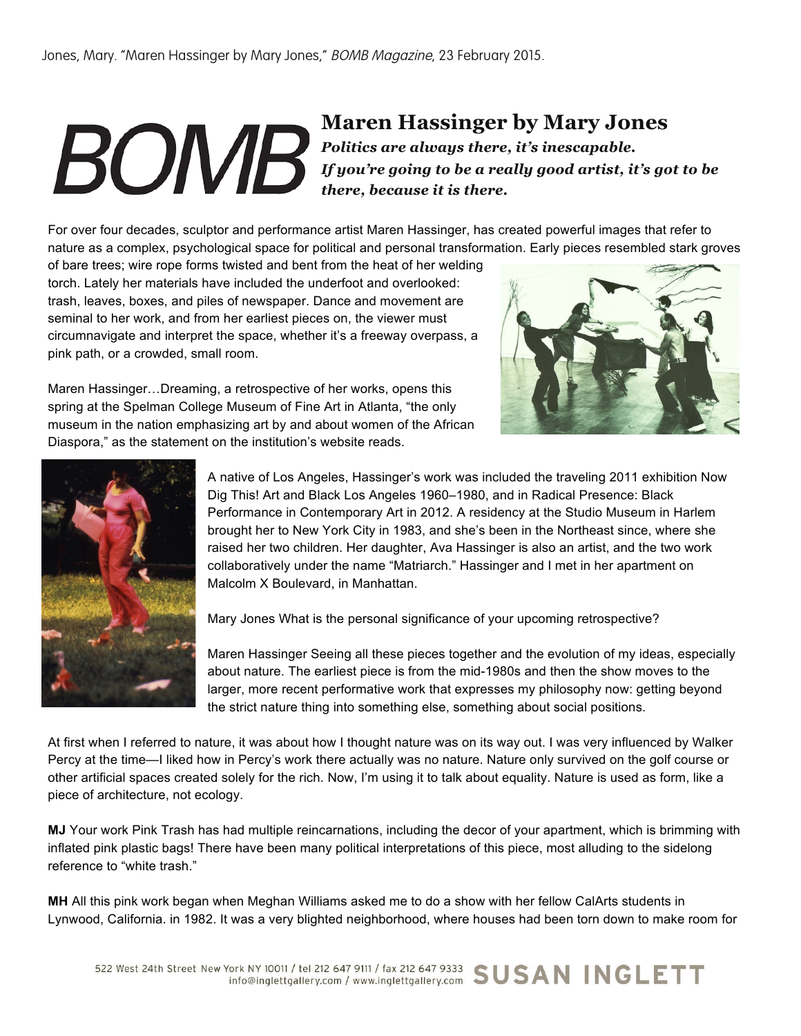Jones, Mary. "Maren Hassinger by Mary Jones," *BOMB Magazine,* 23 February 2015.

BOMB

# Maren Hassinger by Mary Jones

***Politics are always there, it's inescapable. If you're going to be a really good artist, it's got to be there, because it is there.***

For over four decades, sculptor and performance artist Maren Hassinger, has created powerful images that refer to nature as a complex, psychological space for political and personal transformation. Early pieces resembled stark groves of bare trees; wire rope forms twisted and bent from the heat of her welding torch. Lately her materials have included the underfoot and overlooked: trash, leaves, boxes, and piles of newspaper. Dance and movement are seminal to her work, and from her earliest pieces on, the viewer must circumnavigate and interpret the space, whether it's a freeway overpass, a pink path, or a crowded, small room.

Maren Hassinger…Dreaming, a retrospective of her works, opens this spring at the Spelman College Museum of Fine Art in Atlanta, "the only museum in the nation emphasizing art by and about women of the African Diaspora," as the statement on the institution's website reads.

A native of Los Angeles, Hassinger's work was included the traveling 2011 exhibition Now Dig This! Art and Black Los Angeles 1960–1980, and in Radical Presence: Black Performance in Contemporary Art in 2012. A residency at the Studio Museum in Harlem brought her to New York City in 1983, and she's been in the Northeast since, where she raised her two children. Her daughter, Ava Hassinger is also an artist, and the two work collaboratively under the name "Matriarch." Hassinger and I met in her apartment on Malcolm X Boulevard, in Manhattan.

Mary Jones What is the personal significance of your upcoming retrospective?

Maren Hassinger Seeing all these pieces together and the evolution of my ideas, especially about nature. The earliest piece is from the mid-1980s and then the show moves to the larger, more recent performative work that expresses my philosophy now: getting beyond the strict nature thing into something else, something about social positions.

At first when I referred to nature, it was about how I thought nature was on its way out. I was very influenced by Walker Percy at the time—I liked how in Percy's work there actually was no nature. Nature only survived on the golf course or other artificial spaces created solely for the rich. Now, I'm using it to talk about equality. Nature is used as form, like a piece of architecture, not ecology.

**MJ** Your work Pink Trash has had multiple reincarnations, including the decor of your apartment, which is brimming with inflated pink plastic bags! There have been many political interpretations of this piece, most alluding to the sidelong reference to "white trash."

**MH** All this pink work began when Meghan Williams asked me to do a show with her fellow CalArts students in Lynwood, California. in 1982. It was a very blighted neighborhood, where houses had been torn down to make room for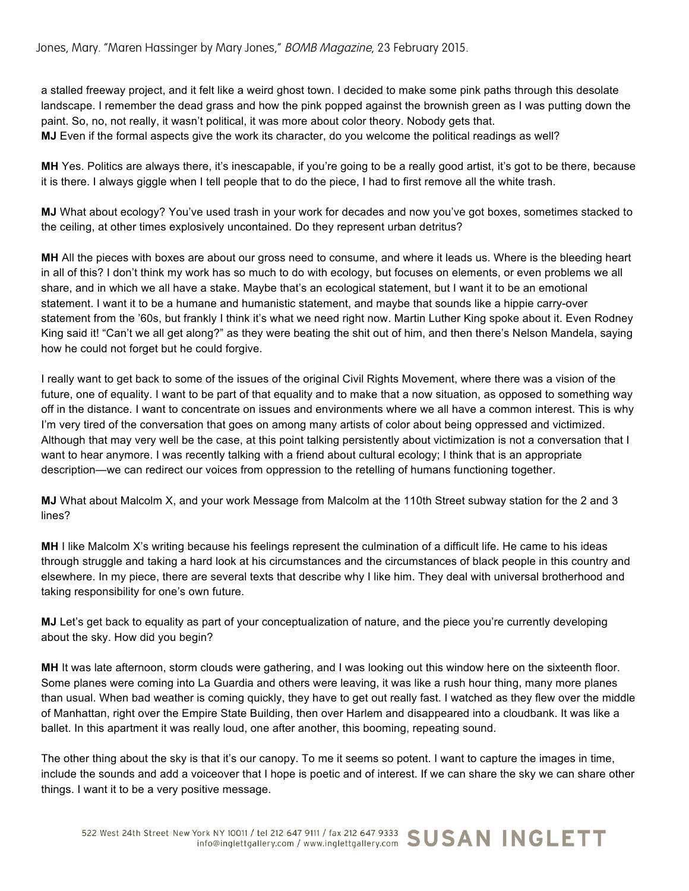a stalled freeway project, and it felt like a weird ghost town. I decided to make some pink paths through this desolate landscape. I remember the dead grass and how the pink popped against the brownish green as I was putting down the paint. So, no, not really, it wasn't political, it was more about color theory. Nobody gets that.

**MJ** Even if the formal aspects give the work its character, do you welcome the political readings as well?

**MH** Yes. Politics are always there, it's inescapable, if you're going to be a really good artist, it's got to be there, because it is there. I always giggle when I tell people that to do the piece, I had to first remove all the white trash.

**MJ** What about ecology? You've used trash in your work for decades and now you've got boxes, sometimes stacked to the ceiling, at other times explosively uncontained. Do they represent urban detritus?

**MH** All the pieces with boxes are about our gross need to consume, and where it leads us. Where is the bleeding heart in all of this? I don't think my work has so much to do with ecology, but focuses on elements, or even problems we all share, and in which we all have a stake. Maybe that's an ecological statement, but I want it to be an emotional statement. I want it to be a humane and humanistic statement, and maybe that sounds like a hippie carry-over statement from the '60s, but frankly I think it's what we need right now. Martin Luther King spoke about it. Even Rodney King said it! "Can't we all get along?" as they were beating the shit out of him, and then there's Nelson Mandela, saying how he could not forget but he could forgive.

I really want to get back to some of the issues of the original Civil Rights Movement, where there was a vision of the future, one of equality. I want to be part of that equality and to make that a now situation, as opposed to something way off in the distance. I want to concentrate on issues and environments where we all have a common interest. This is why I'm very tired of the conversation that goes on among many artists of color about being oppressed and victimized. Although that may very well be the case, at this point talking persistently about victimization is not a conversation that I want to hear anymore. I was recently talking with a friend about cultural ecology; I think that is an appropriate description—we can redirect our voices from oppression to the retelling of humans functioning together.

**MJ** What about Malcolm X, and your work Message from Malcolm at the 110th Street subway station for the 2 and 3 lines?

**MH** I like Malcolm X's writing because his feelings represent the culmination of a difficult life. He came to his ideas through struggle and taking a hard look at his circumstances and the circumstances of black people in this country and elsewhere. In my piece, there are several texts that describe why I like him. They deal with universal brotherhood and taking responsibility for one's own future.

**MJ** Let's get back to equality as part of your conceptualization of nature, and the piece you're currently developing about the sky. How did you begin?

**MH** It was late afternoon, storm clouds were gathering, and I was looking out this window here on the sixteenth floor. Some planes were coming into La Guardia and others were leaving, it was like a rush hour thing, many more planes than usual. When bad weather is coming quickly, they have to get out really fast. I watched as they flew over the middle of Manhattan, right over the Empire State Building, then over Harlem and disappeared into a cloudbank. It was like a ballet. In this apartment it was really loud, one after another, this booming, repeating sound.

The other thing about the sky is that it's our canopy. To me it seems so potent. I want to capture the images in time, include the sounds and add a voiceover that I hope is poetic and of interest. If we can share the sky we can share other things. I want it to be a very positive message.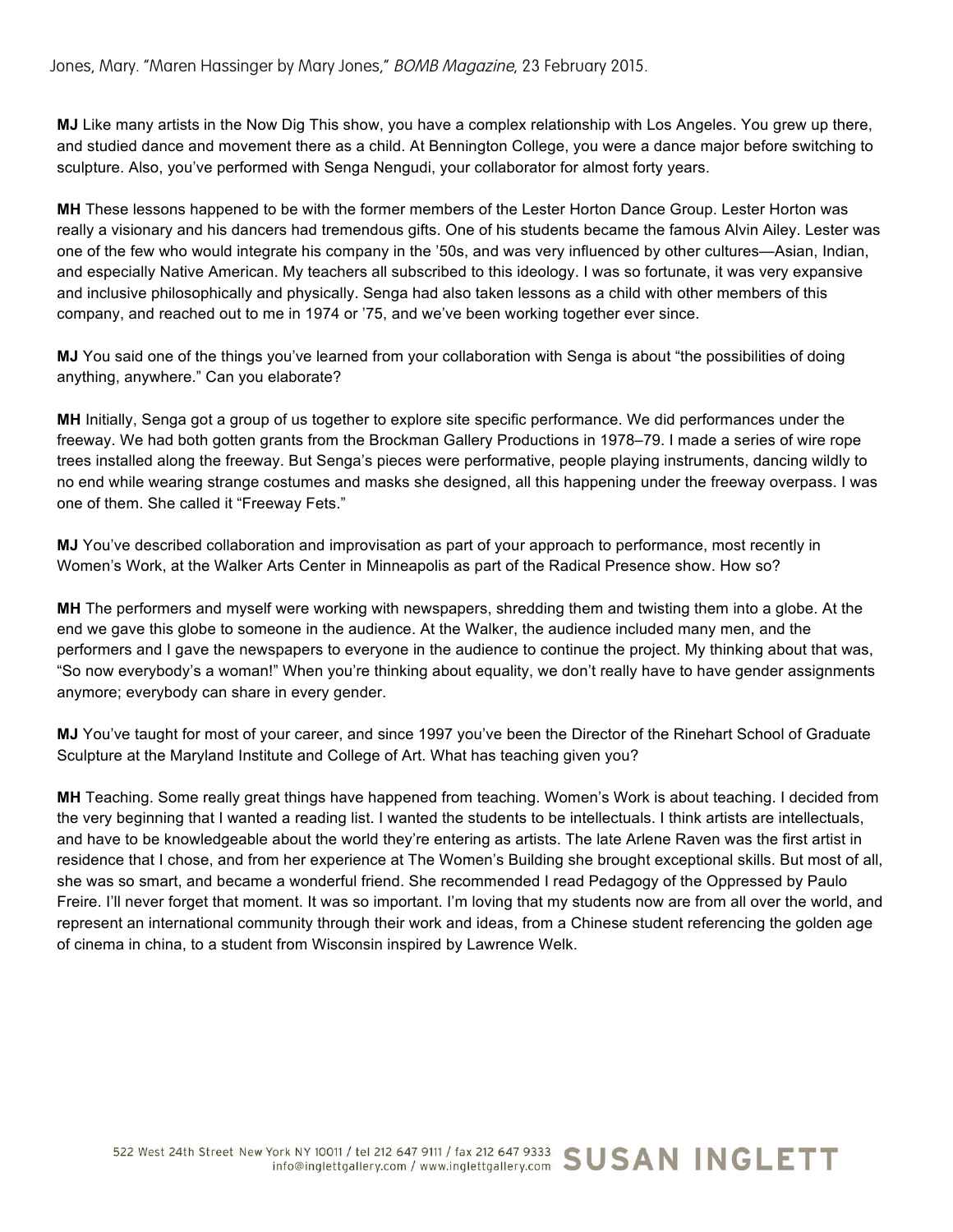**MJ** Like many artists in the Now Dig This show, you have a complex relationship with Los Angeles. You grew up there, and studied dance and movement there as a child. At Bennington College, you were a dance major before switching to sculpture. Also, you've performed with Senga Nengudi, your collaborator for almost forty years.

**MH** These lessons happened to be with the former members of the Lester Horton Dance Group. Lester Horton was really a visionary and his dancers had tremendous gifts. One of his students became the famous Alvin Ailey. Lester was one of the few who would integrate his company in the '50s, and was very influenced by other cultures—Asian, Indian, and especially Native American. My teachers all subscribed to this ideology. I was so fortunate, it was very expansive and inclusive philosophically and physically. Senga had also taken lessons as a child with other members of this company, and reached out to me in 1974 or '75, and we've been working together ever since.

**MJ** You said one of the things you've learned from your collaboration with Senga is about "the possibilities of doing anything, anywhere." Can you elaborate?

**MH** Initially, Senga got a group of us together to explore site specific performance. We did performances under the freeway. We had both gotten grants from the Brockman Gallery Productions in 1978–79. I made a series of wire rope trees installed along the freeway. But Senga's pieces were performative, people playing instruments, dancing wildly to no end while wearing strange costumes and masks she designed, all this happening under the freeway overpass. I was one of them. She called it "Freeway Fets."

**MJ** You've described collaboration and improvisation as part of your approach to performance, most recently in Women's Work, at the Walker Arts Center in Minneapolis as part of the Radical Presence show. How so?

**MH** The performers and myself were working with newspapers, shredding them and twisting them into a globe. At the end we gave this globe to someone in the audience. At the Walker, the audience included many men, and the performers and I gave the newspapers to everyone in the audience to continue the project. My thinking about that was, "So now everybody's a woman!" When you're thinking about equality, we don't really have to have gender assignments anymore; everybody can share in every gender.

**MJ** You've taught for most of your career, and since 1997 you've been the Director of the Rinehart School of Graduate Sculpture at the Maryland Institute and College of Art. What has teaching given you?

**MH** Teaching. Some really great things have happened from teaching. Women's Work is about teaching. I decided from the very beginning that I wanted a reading list. I wanted the students to be intellectuals. I think artists are intellectuals, and have to be knowledgeable about the world they're entering as artists. The late Arlene Raven was the first artist in residence that I chose, and from her experience at The Women's Building she brought exceptional skills. But most of all, she was so smart, and became a wonderful friend. She recommended I read Pedagogy of the Oppressed by Paulo Freire. I'll never forget that moment. It was so important. I'm loving that my students now are from all over the world, and represent an international community through their work and ideas, from a Chinese student referencing the golden age of cinema in china, to a student from Wisconsin inspired by Lawrence Welk.